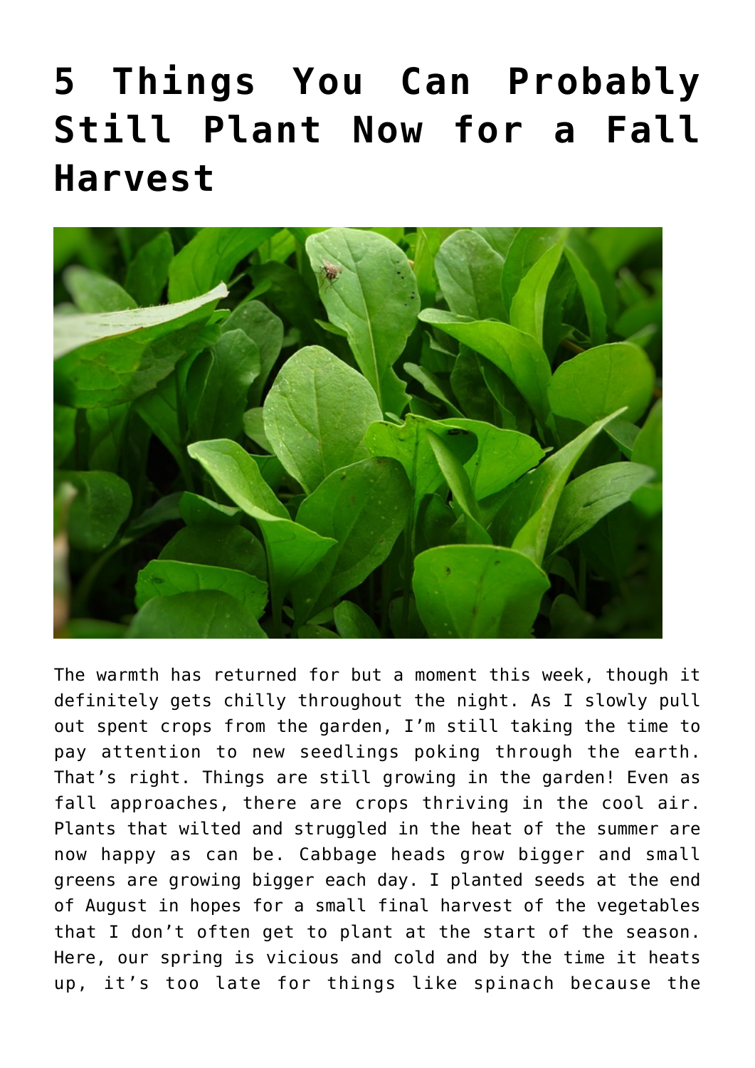# 5 Things You Can Probably Still Plant Now for a Fall Harvest

The warmth has returned for but a moment this week, though it definitely gets chilly throughout the night. As I slowly pull out spent crops from the garden, I'm still taking the time to pay attention to new seedlings poking through the earth. That's right. Things are still growing in the garden! Even as fall approaches, there are crops thriving in the cool air. Plants that wilted and struggled in the heat of the summer are now happy as can be. Cabbage heads grow bigger and small greens are growing bigger each day. I planted seeds at the end of August in hopes for a small final harvest of the vegetables that I don't often get to plant at the start of the season. Here, our spring is vicious and cold and by the time it heats up, it's too late for things like spinach because the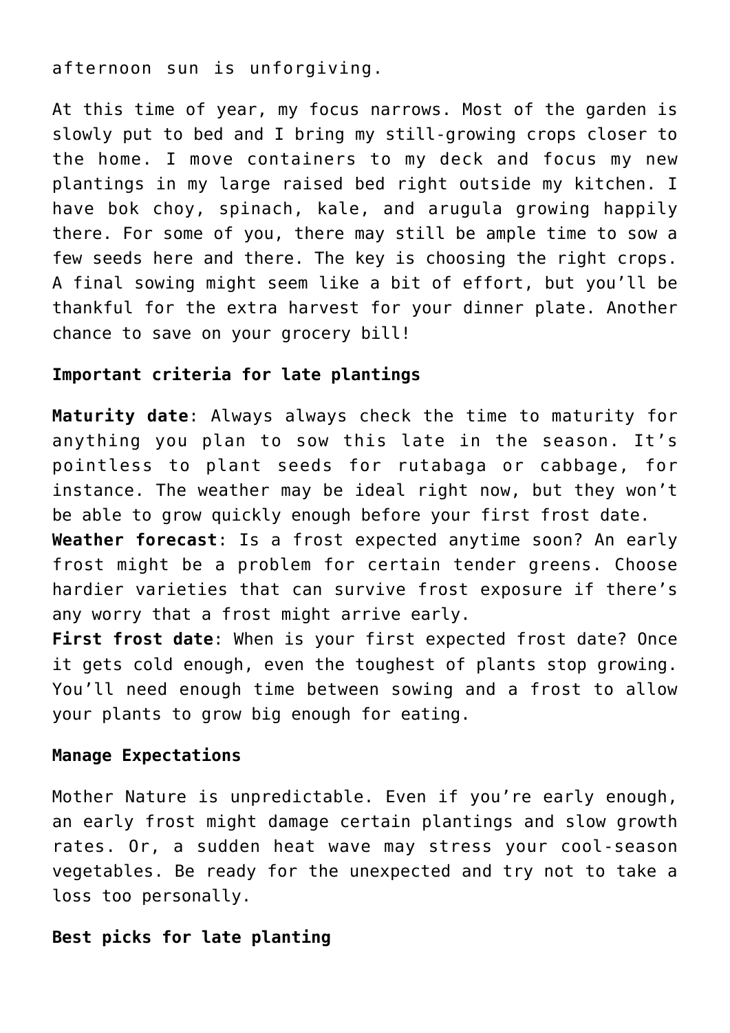afternoon sun is unforgiving.

At this time of year, my focus narrows. Most of the garden is slowly put to bed and I bring my still-growing crops closer to the home. I move containers to my deck and focus my new plantings in my large raised bed right outside my kitchen. I have bok choy, spinach, kale, and arugula growing happily there. For some of you, there may still be ample time to sow a few seeds here and there. The key is choosing the right crops. A final sowing might seem like a bit of effort, but you'll be thankful for the extra harvest for your dinner plate. Another chance to save on your grocery bill!

**Important criteria for late plantings**

**Maturity date**: Always always check the time to maturity for anything you plan to sow this late in the season. It's pointless to plant seeds for rutabaga or cabbage, for instance. The weather may be ideal right now, but they won't be able to grow quickly enough before your first frost date.
**Weather forecast**: Is a frost expected anytime soon? An early frost might be a problem for certain tender greens. Choose hardier varieties that can survive frost exposure if there's any worry that a frost might arrive early.
**First frost date**: When is your first expected frost date? Once it gets cold enough, even the toughest of plants stop growing. You'll need enough time between sowing and a frost to allow your plants to grow big enough for eating.

**Manage Expectations**

Mother Nature is unpredictable. Even if you're early enough, an early frost might damage certain plantings and slow growth rates. Or, a sudden heat wave may stress your cool-season vegetables. Be ready for the unexpected and try not to take a loss too personally.

**Best picks for late planting**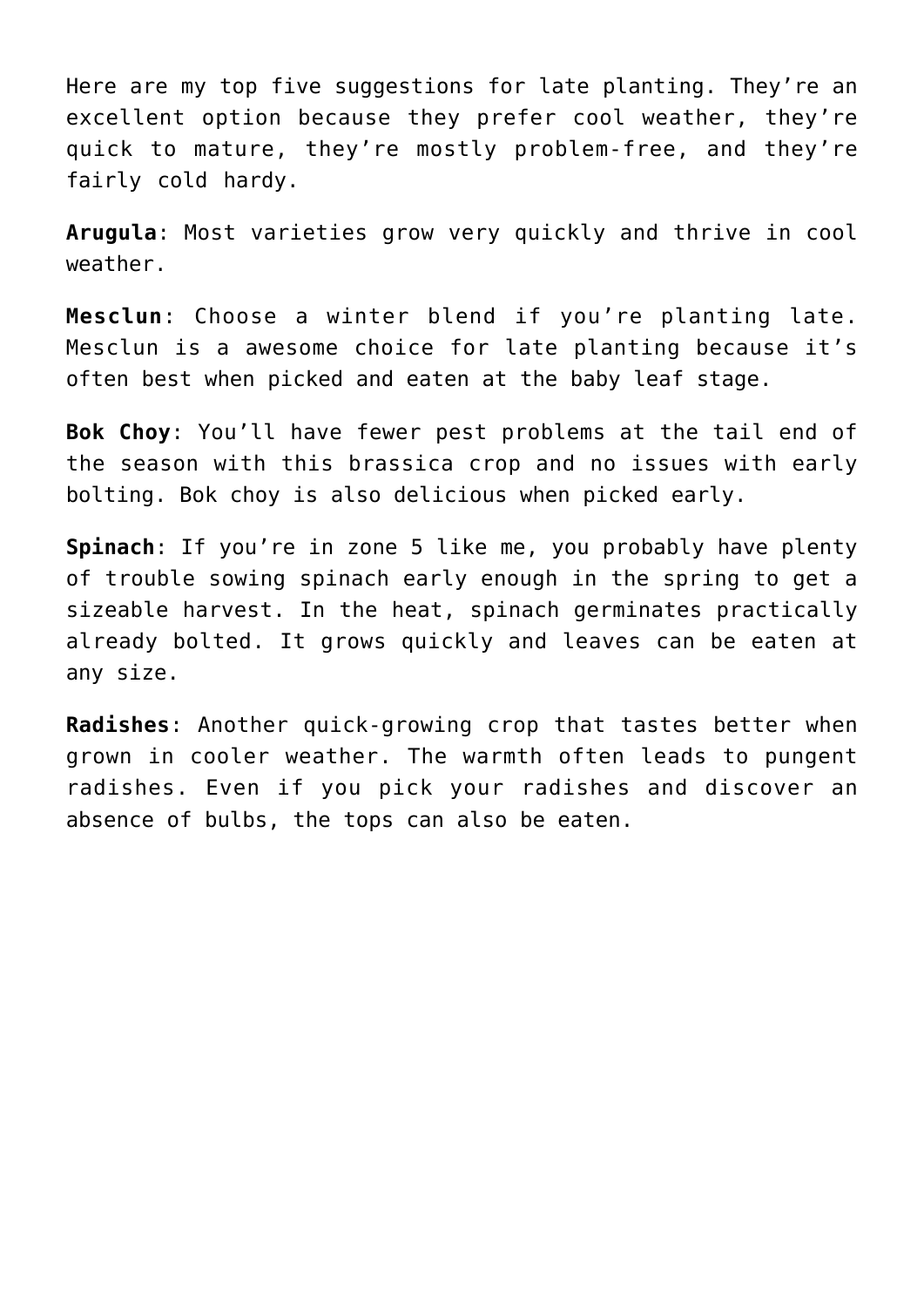Here are my top five suggestions for late planting. They're an excellent option because they prefer cool weather, they're quick to mature, they're mostly problem-free, and they're fairly cold hardy.

**Arugula**: Most varieties grow very quickly and thrive in cool weather.

**Mesclun**: Choose a winter blend if you're planting late. Mesclun is a awesome choice for late planting because it's often best when picked and eaten at the baby leaf stage.

**Bok Choy**: You'll have fewer pest problems at the tail end of the season with this brassica crop and no issues with early bolting. Bok choy is also delicious when picked early.

**Spinach**: If you're in zone 5 like me, you probably have plenty of trouble sowing spinach early enough in the spring to get a sizeable harvest. In the heat, spinach germinates practically already bolted. It grows quickly and leaves can be eaten at any size.

**Radishes**: Another quick-growing crop that tastes better when grown in cooler weather. The warmth often leads to pungent radishes. Even if you pick your radishes and discover an absence of bulbs, the tops can also be eaten.